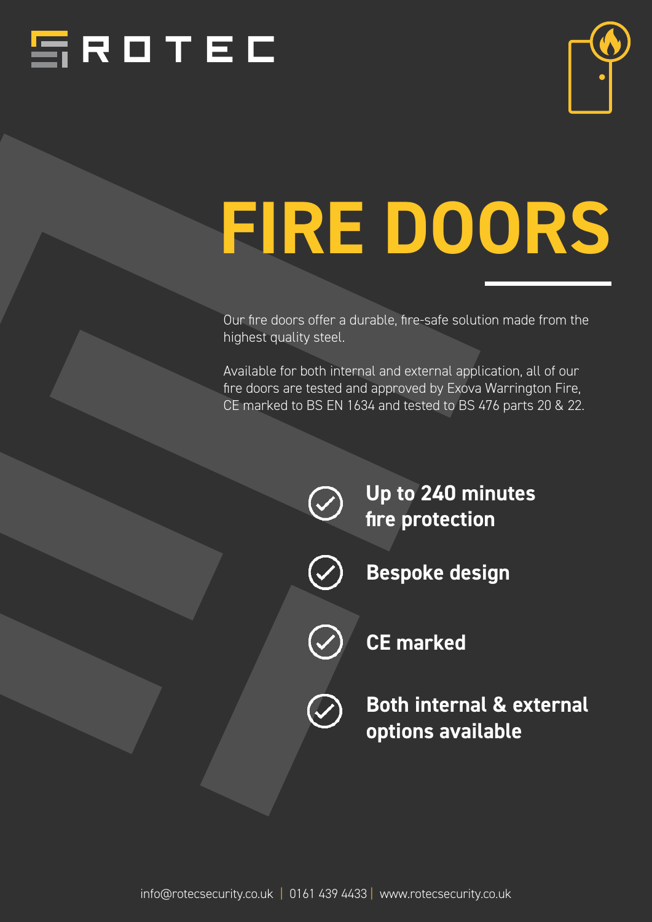ROTEC

# FIRE DOORS

Our fire doors offer a durable, fire-safe solution made from the highest quality steel.

Available for both internal and external application, all of our fire doors are tested and approved by Exova Warrington Fire, CE marked to BS EN 1634 and tested to BS 476 parts 20 & 22.

- **Up to 240 minutes fire protection**
- **Bespoke design**
- **CE marked**
- **Both internal & external options available**

info@rotecsecurity.co.uk | 0161 439 4433 | www.rotecsecurity.co.uk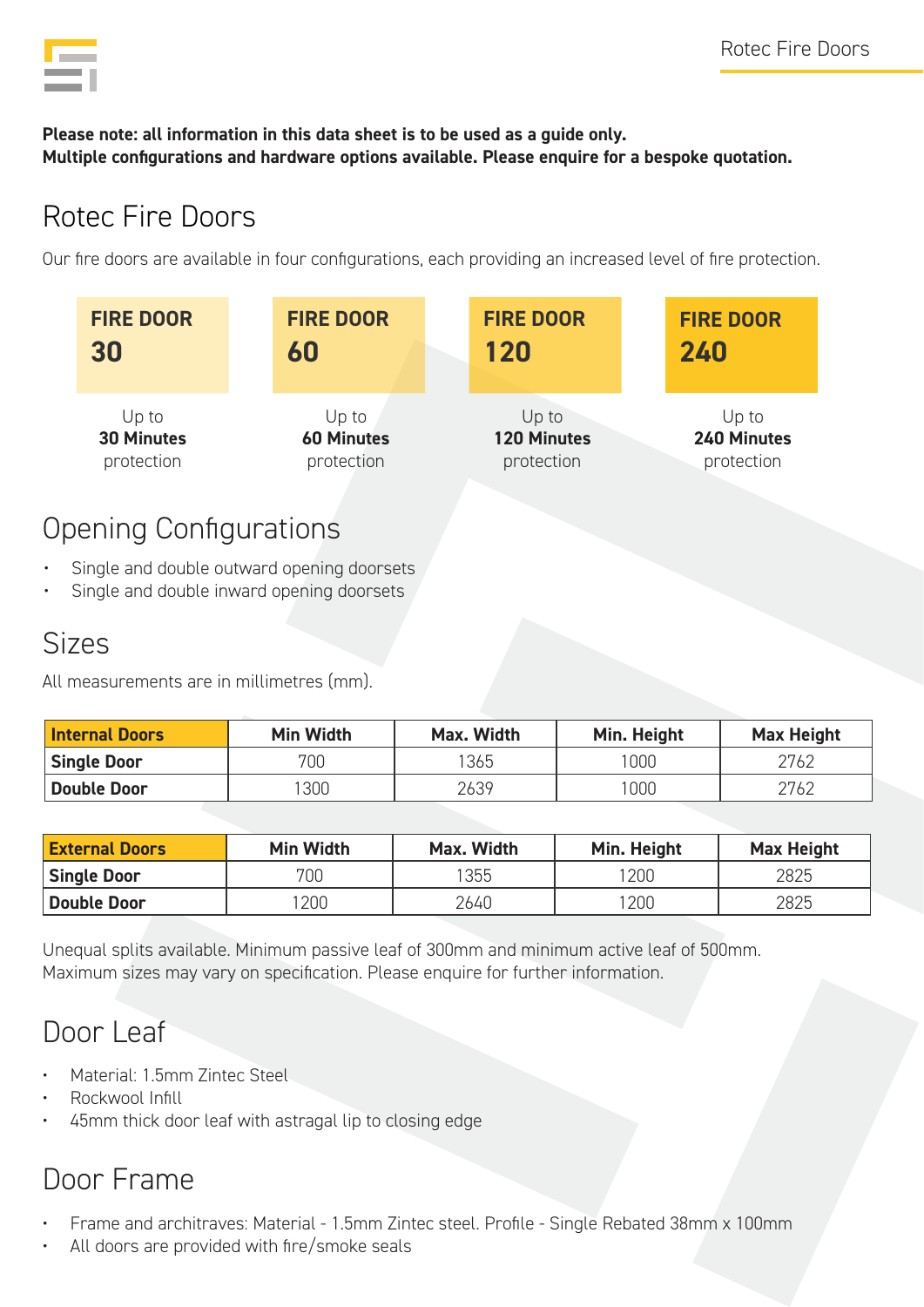**Please note: all information in this data sheet is to be used as a guide only.**
**Multiple configurations and hardware options available. Please enquire for a bespoke quotation.**

# Rotec Fire Doors

Our fire doors are available in four configurations, each providing an increased level of fire protection.

| FIRE DOOR 30 | FIRE DOOR 60 | FIRE DOOR 120 | FIRE DOOR 240 |
|---|---|---|---|
| Up to **30 Minutes** protection | Up to **60 Minutes** protection | Up to **120 Minutes** protection | Up to **240 Minutes** protection |

## Opening Configurations

- Single and double outward opening doorsets
- Single and double inward opening doorsets

## Sizes

All measurements are in millimetres (mm).

| Internal Doors | Min Width | Max. Width | Min. Height | Max Height |
|---|---|---|---|---|
| **Single Door** | 700 | 1365 | 1000 | 2762 |
| **Double Door** | 1300 | 2639 | 1000 | 2762 |

| External Doors | Min Width | Max. Width | Min. Height | Max Height |
|---|---|---|---|---|
| **Single Door** | 700 | 1355 | 1200 | 2825 |
| **Double Door** | 1200 | 2640 | 1200 | 2825 |

Unequal splits available. Minimum passive leaf of 300mm and minimum active leaf of 500mm.
Maximum sizes may vary on specification. Please enquire for further information.

## Door Leaf

- Material: 1.5mm Zintec Steel
- Rockwool Infill
- 45mm thick door leaf with astragal lip to closing edge

## Door Frame

- Frame and architraves: Material - 1.5mm Zintec steel. Profile - Single Rebated 38mm x 100mm
- All doors are provided with fire/smoke seals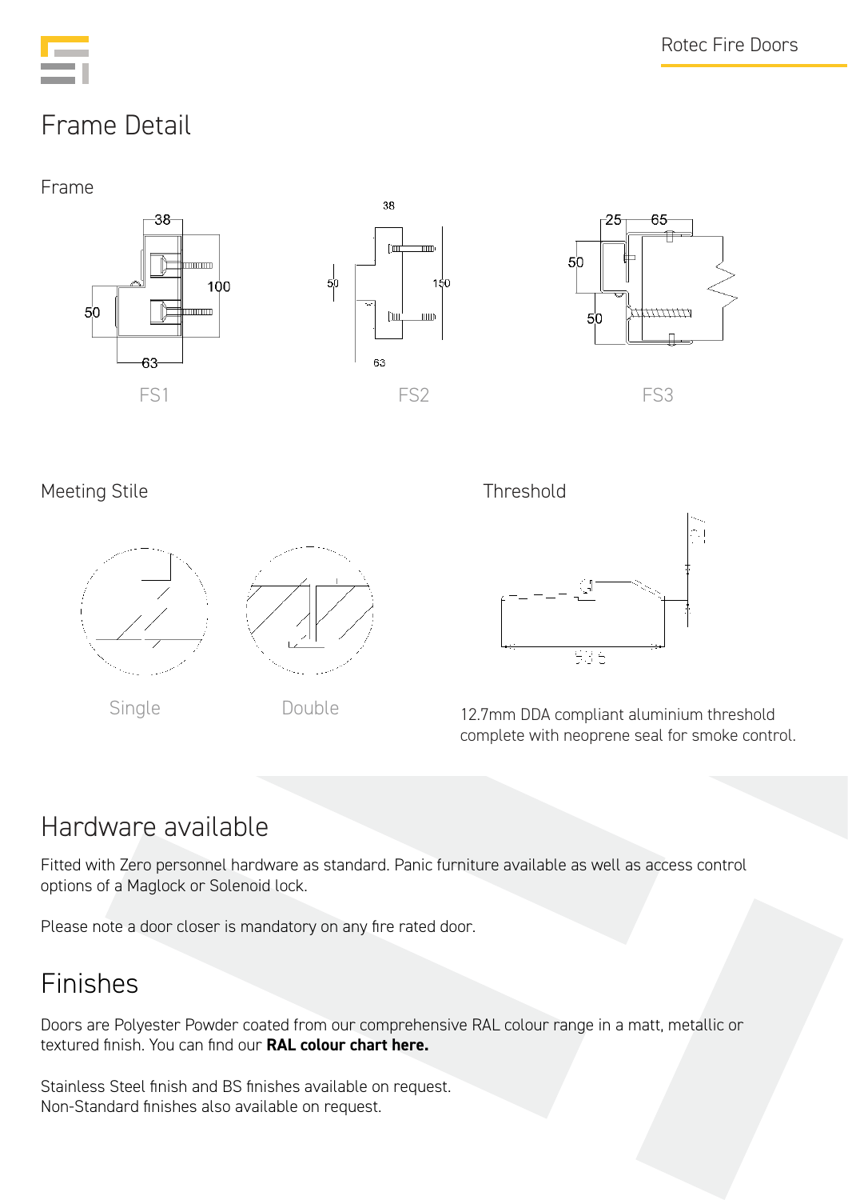# Frame Detail

## Frame

FS1

FS2

FS3

## Meeting Stile

Single

Double

## Threshold

12.7mm DDA compliant aluminium threshold complete with neoprene seal for smoke control.

# Hardware available

Fitted with Zero personnel hardware as standard. Panic furniture available as well as access control options of a Maglock or Solenoid lock.

Please note a door closer is mandatory on any fire rated door.

# Finishes

Doors are Polyester Powder coated from our comprehensive RAL colour range in a matt, metallic or textured finish. You can find our **RAL colour chart here.**

Stainless Steel finish and BS finishes available on request.
Non-Standard finishes also available on request.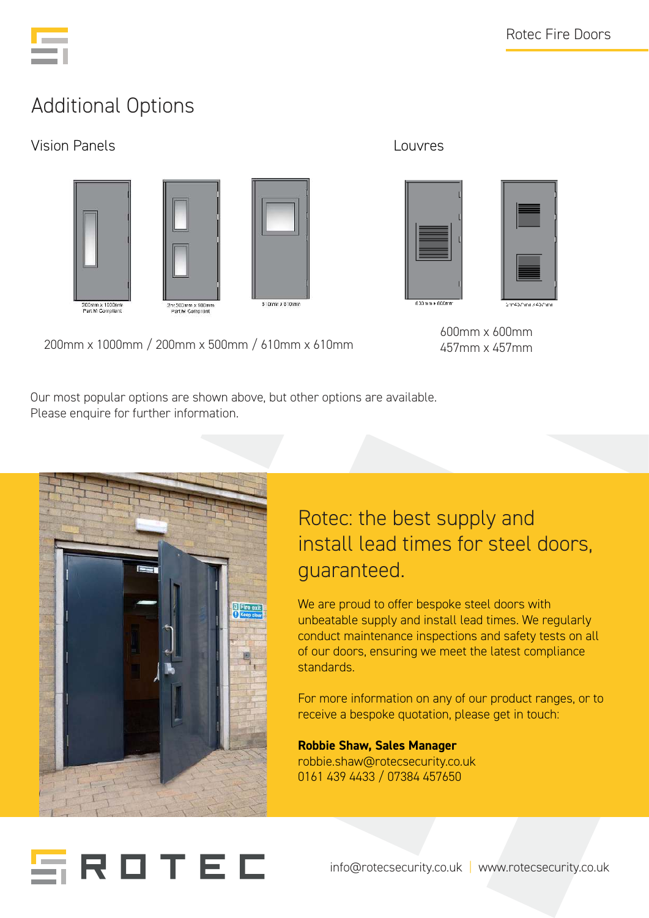# Additional Options

## Vision Panels

200mm x 1000mm / 200mm x 500mm / 610mm x 610mm

## Louvres

600mm x 600mm
457mm x 457mm

Our most popular options are shown above, but other options are available.
Please enquire for further information.

## Rotec: the best supply and install lead times for steel doors, guaranteed.

We are proud to offer bespoke steel doors with unbeatable supply and install lead times. We regularly conduct maintenance inspections and safety tests on all of our doors, ensuring we meet the latest compliance standards.

For more information on any of our product ranges, or to receive a bespoke quotation, please get in touch:

**Robbie Shaw, Sales Manager**
robbie.shaw@rotecsecurity.co.uk
0161 439 4433 / 07384 457650

ROTEC

info@rotecsecurity.co.uk | www.rotecsecurity.co.uk